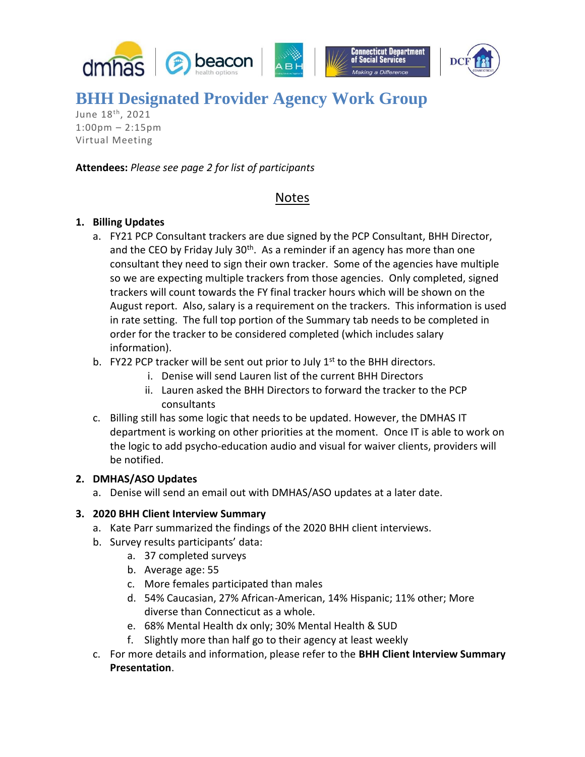# BHH Designated Provider Agency Work Group

June 18th, 2021
1:00pm – 2:15pm
Virtual Meeting

**Attendees:** *Please see page 2 for list of participants*

## Notes

1. **Billing Updates**
   a. FY21 PCP Consultant trackers are due signed by the PCP Consultant, BHH Director, and the CEO by Friday July 30th. As a reminder if an agency has more than one consultant they need to sign their own tracker. Some of the agencies have multiple so we are expecting multiple trackers from those agencies. Only completed, signed trackers will count towards the FY final tracker hours which will be shown on the August report. Also, salary is a requirement on the trackers. This information is used in rate setting. The full top portion of the Summary tab needs to be completed in order for the tracker to be considered completed (which includes salary information).
   b. FY22 PCP tracker will be sent out prior to July 1st to the BHH directors.
      i. Denise will send Lauren list of the current BHH Directors
      ii. Lauren asked the BHH Directors to forward the tracker to the PCP consultants
   c. Billing still has some logic that needs to be updated. However, the DMHAS IT department is working on other priorities at the moment. Once IT is able to work on the logic to add psycho-education audio and visual for waiver clients, providers will be notified.

2. **DMHAS/ASO Updates**
   a. Denise will send an email out with DMHAS/ASO updates at a later date.

3. **2020 BHH Client Interview Summary**
   a. Kate Parr summarized the findings of the 2020 BHH client interviews.
   b. Survey results participants' data:
      a. 37 completed surveys
      b. Average age: 55
      c. More females participated than males
      d. 54% Caucasian, 27% African-American, 14% Hispanic; 11% other; More diverse than Connecticut as a whole.
      e. 68% Mental Health dx only; 30% Mental Health & SUD
      f. Slightly more than half go to their agency at least weekly
   c. For more details and information, please refer to the **BHH Client Interview Summary Presentation**.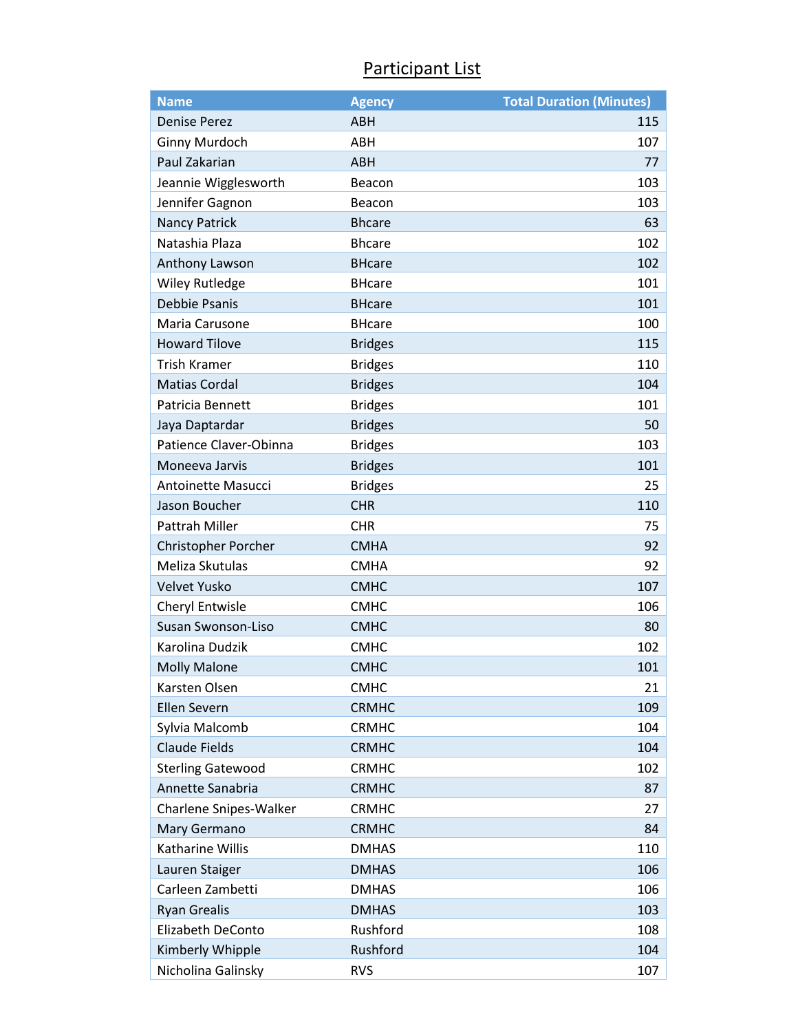# Participant List

| Name | Agency | Total Duration (Minutes) |
|---|---|---|
| Denise Perez | ABH | 115 |
| Ginny Murdoch | ABH | 107 |
| Paul Zakarian | ABH | 77 |
| Jeannie Wigglesworth | Beacon | 103 |
| Jennifer Gagnon | Beacon | 103 |
| Nancy Patrick | Bhcare | 63 |
| Natashia Plaza | Bhcare | 102 |
| Anthony Lawson | BHcare | 102 |
| Wiley Rutledge | BHcare | 101 |
| Debbie Psanis | BHcare | 101 |
| Maria Carusone | BHcare | 100 |
| Howard Tilove | Bridges | 115 |
| Trish Kramer | Bridges | 110 |
| Matias Cordal | Bridges | 104 |
| Patricia Bennett | Bridges | 101 |
| Jaya Daptardar | Bridges | 50 |
| Patience Claver-Obinna | Bridges | 103 |
| Moneeva Jarvis | Bridges | 101 |
| Antoinette Masucci | Bridges | 25 |
| Jason Boucher | CHR | 110 |
| Pattrah Miller | CHR | 75 |
| Christopher Porcher | CMHA | 92 |
| Meliza Skutulas | CMHA | 92 |
| Velvet Yusko | CMHC | 107 |
| Cheryl Entwisle | CMHC | 106 |
| Susan Swonson-Liso | CMHC | 80 |
| Karolina Dudzik | CMHC | 102 |
| Molly Malone | CMHC | 101 |
| Karsten Olsen | CMHC | 21 |
| Ellen Severn | CRMHC | 109 |
| Sylvia Malcomb | CRMHC | 104 |
| Claude Fields | CRMHC | 104 |
| Sterling Gatewood | CRMHC | 102 |
| Annette Sanabria | CRMHC | 87 |
| Charlene Snipes-Walker | CRMHC | 27 |
| Mary Germano | CRMHC | 84 |
| Katharine Willis | DMHAS | 110 |
| Lauren Staiger | DMHAS | 106 |
| Carleen Zambetti | DMHAS | 106 |
| Ryan Grealis | DMHAS | 103 |
| Elizabeth DeConto | Rushford | 108 |
| Kimberly Whipple | Rushford | 104 |
| Nicholina Galinsky | RVS | 107 |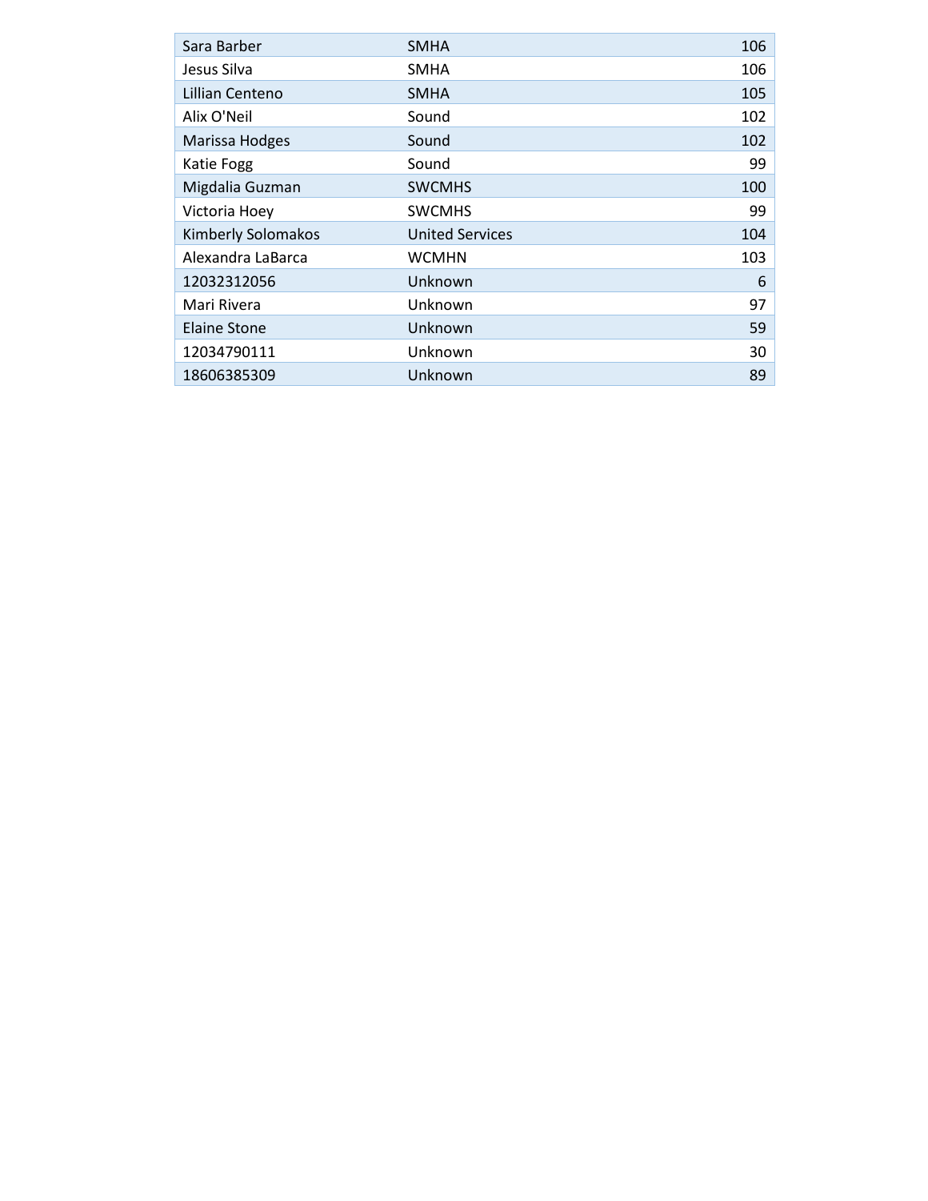| | | |
|---|---|---|
| Sara Barber | SMHA | 106 |
| Jesus Silva | SMHA | 106 |
| Lillian Centeno | SMHA | 105 |
| Alix O'Neil | Sound | 102 |
| Marissa Hodges | Sound | 102 |
| Katie Fogg | Sound | 99 |
| Migdalia Guzman | SWCMHS | 100 |
| Victoria Hoey | SWCMHS | 99 |
| Kimberly Solomakos | United Services | 104 |
| Alexandra LaBarca | WCMHN | 103 |
| 12032312056 | Unknown | 6 |
| Mari Rivera | Unknown | 97 |
| Elaine Stone | Unknown | 59 |
| 12034790111 | Unknown | 30 |
| 18606385309 | Unknown | 89 |